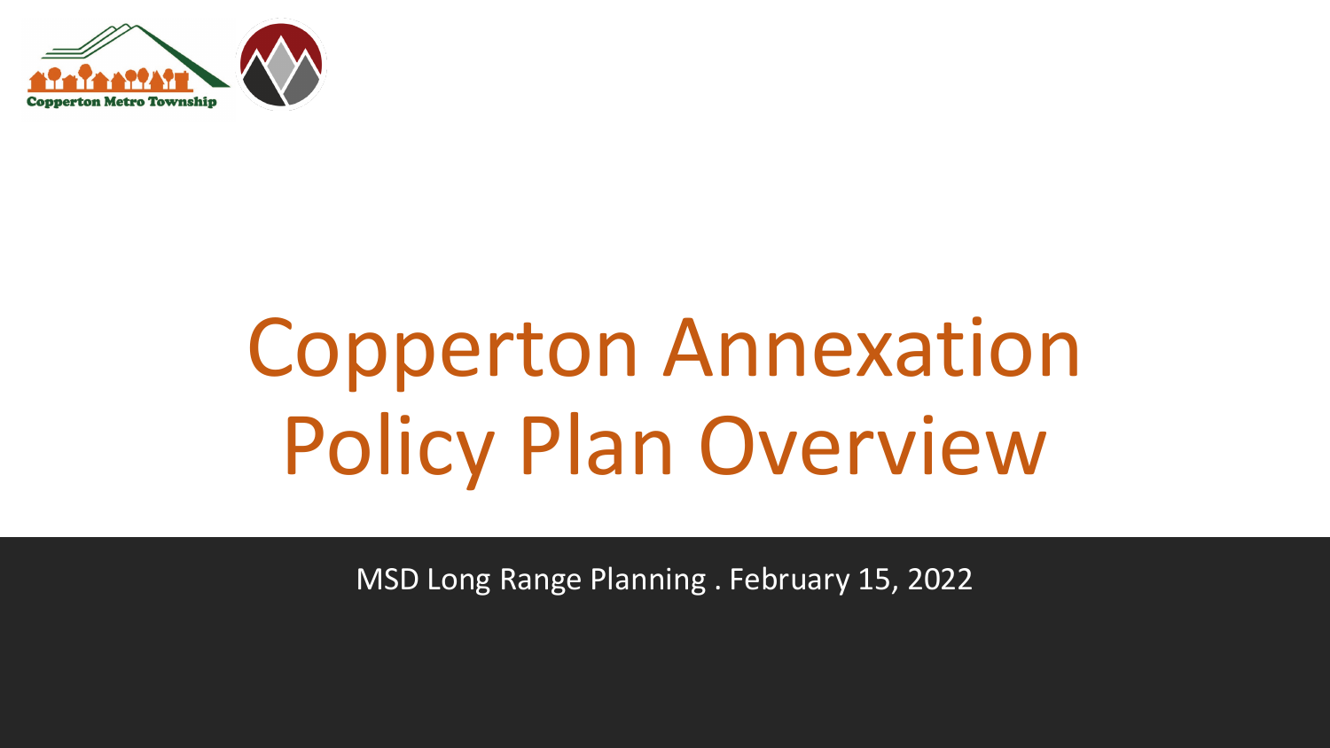Copperton Metro Township

# Copperton Annexation Policy Plan Overview

MSD Long Range Planning . February 15, 2022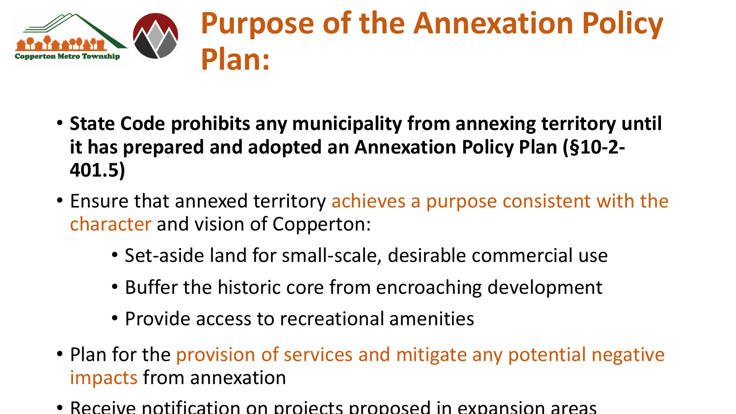# Purpose of the Annexation Policy Plan:

- **State Code prohibits any municipality from annexing territory until it has prepared and adopted an Annexation Policy Plan (§10-2-401.5)**
- Ensure that annexed territory achieves a purpose consistent with the character and vision of Copperton:
  - Set-aside land for small-scale, desirable commercial use
  - Buffer the historic core from encroaching development
  - Provide access to recreational amenities
- Plan for the provision of services and mitigate any potential negative impacts from annexation
- Receive notification on projects proposed in expansion areas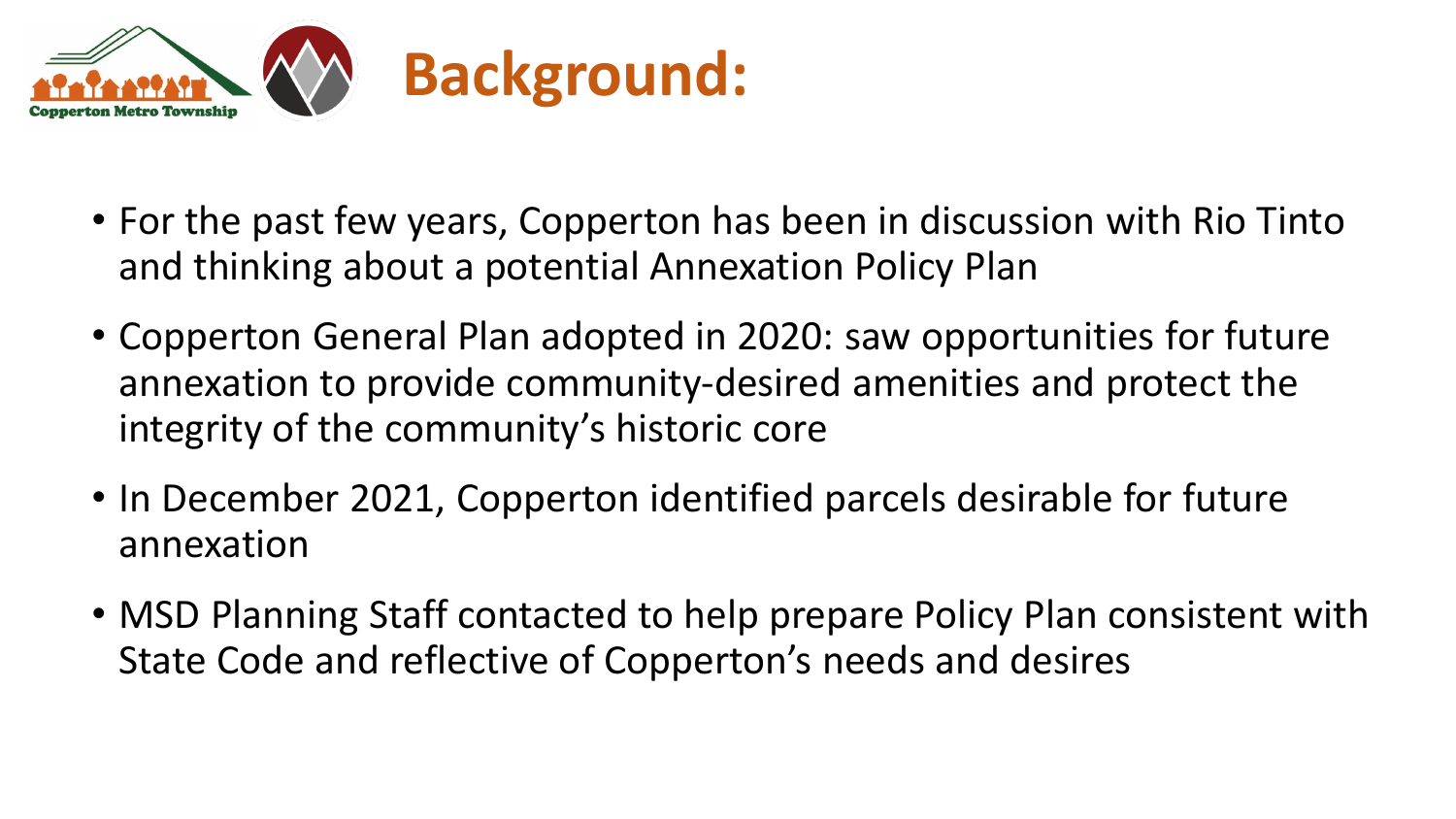# Background:

- For the past few years, Copperton has been in discussion with Rio Tinto and thinking about a potential Annexation Policy Plan
- Copperton General Plan adopted in 2020: saw opportunities for future annexation to provide community-desired amenities and protect the integrity of the community's historic core
- In December 2021, Copperton identified parcels desirable for future annexation
- MSD Planning Staff contacted to help prepare Policy Plan consistent with State Code and reflective of Copperton's needs and desires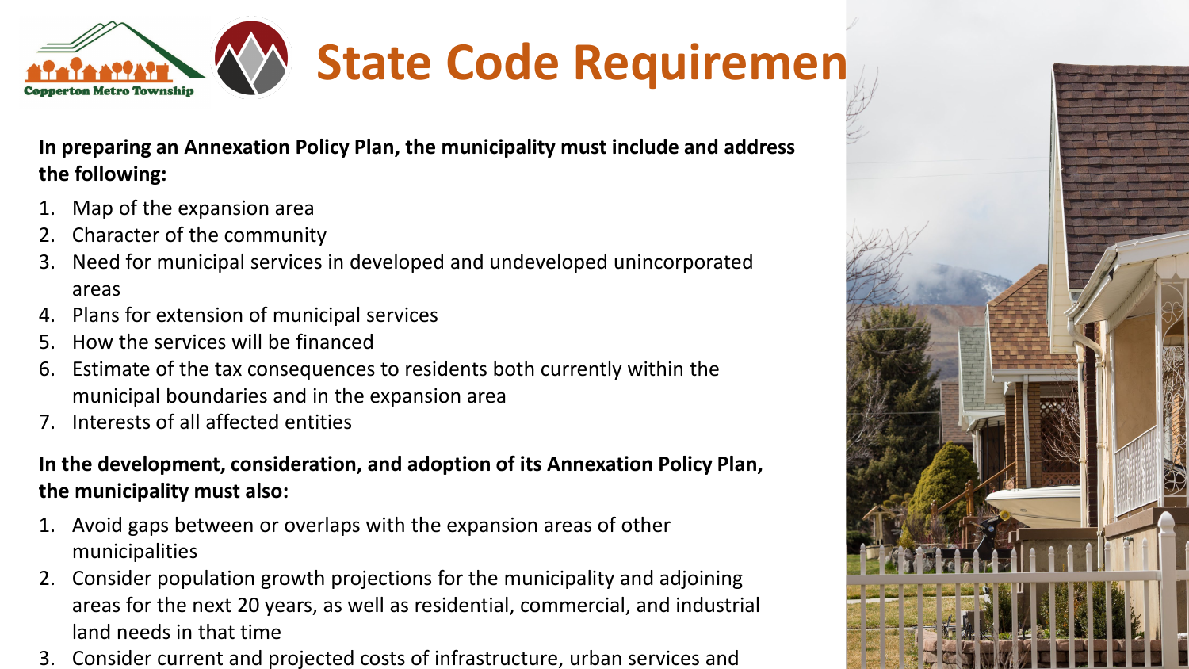# State Code Requiremen

**In preparing an Annexation Policy Plan, the municipality must include and address the following:**

1. Map of the expansion area
2. Character of the community
3. Need for municipal services in developed and undeveloped unincorporated areas
4. Plans for extension of municipal services
5. How the services will be financed
6. Estimate of the tax consequences to residents both currently within the municipal boundaries and in the expansion area
7. Interests of all affected entities

**In the development, consideration, and adoption of its Annexation Policy Plan, the municipality must also:**

1. Avoid gaps between or overlaps with the expansion areas of other municipalities
2. Consider population growth projections for the municipality and adjoining areas for the next 20 years, as well as residential, commercial, and industrial land needs in that time
3. Consider current and projected costs of infrastructure, urban services and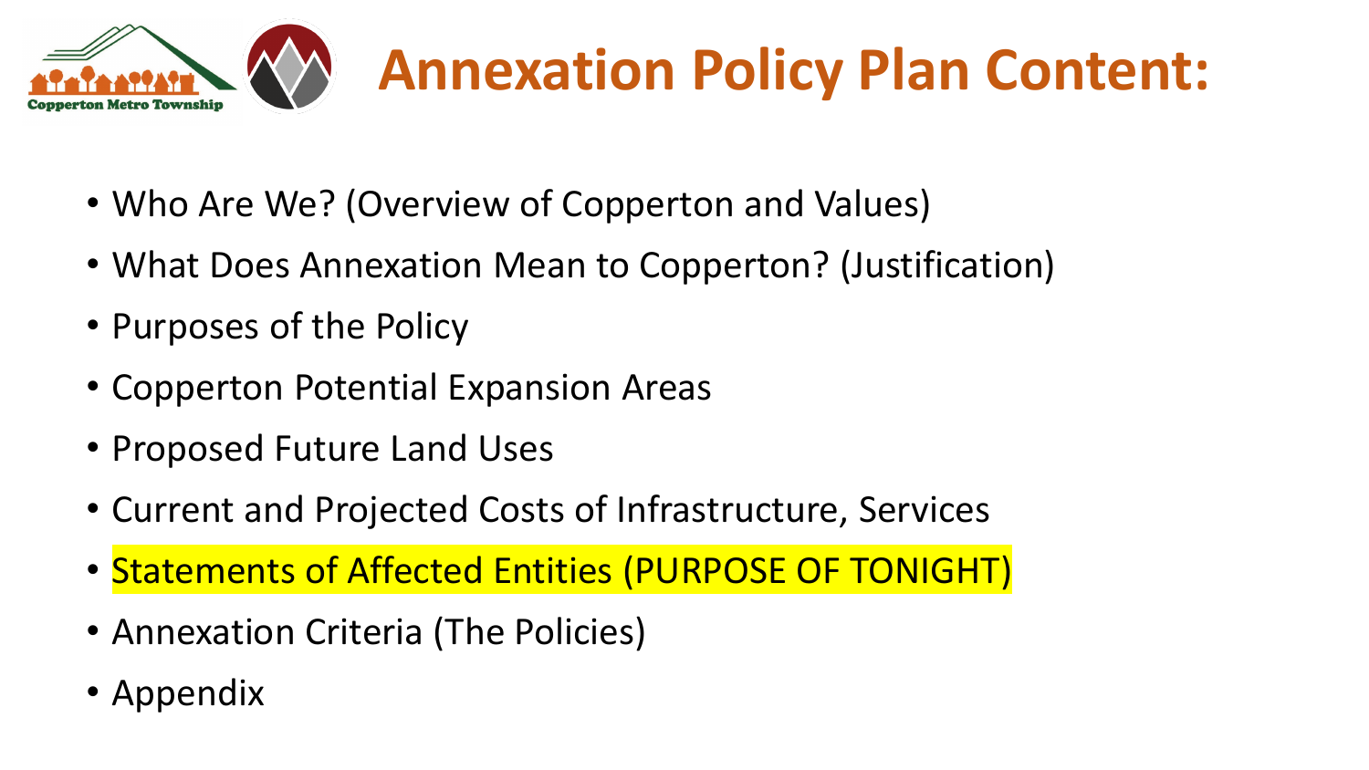# Annexation Policy Plan Content:

- Who Are We? (Overview of Copperton and Values)
- What Does Annexation Mean to Copperton? (Justification)
- Purposes of the Policy
- Copperton Potential Expansion Areas
- Proposed Future Land Uses
- Current and Projected Costs of Infrastructure, Services
- Statements of Affected Entities (PURPOSE OF TONIGHT)
- Annexation Criteria (The Policies)
- Appendix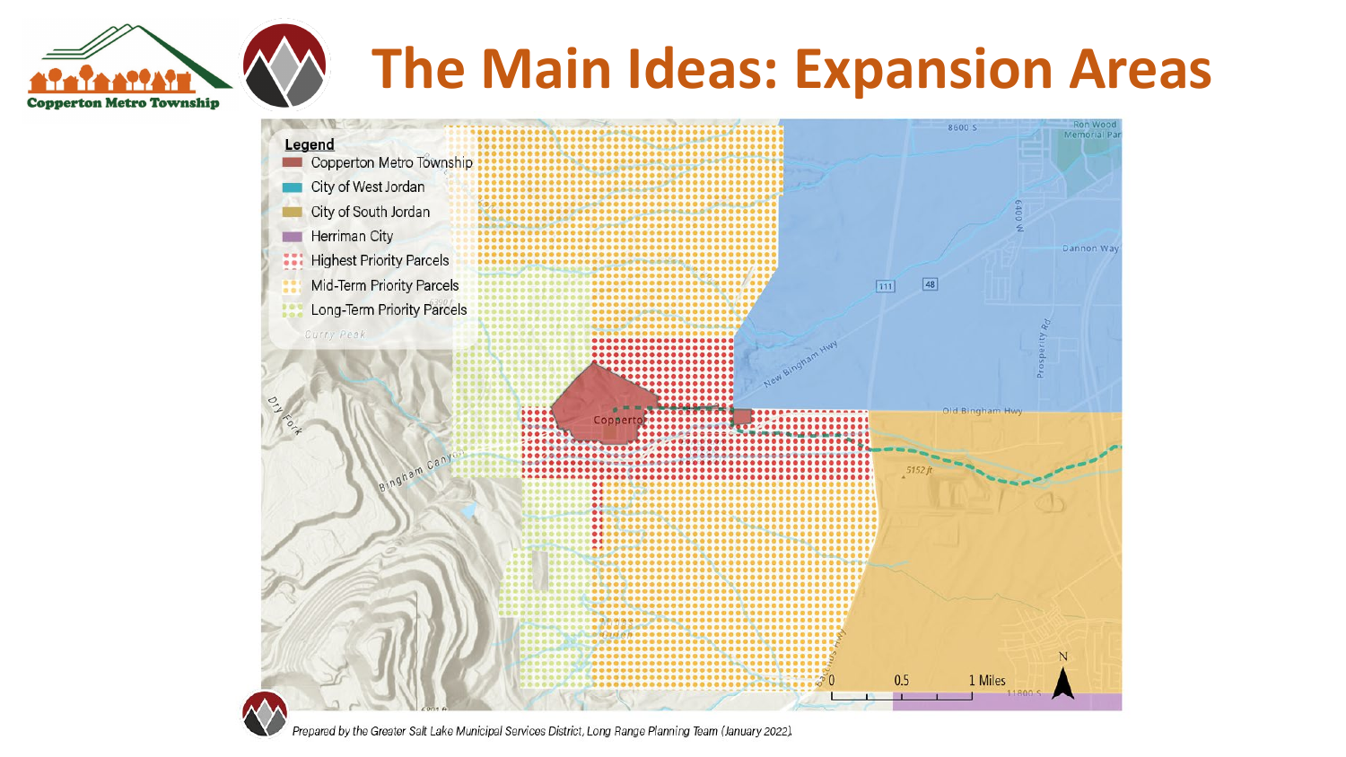# The Main Ideas: Expansion Areas

**Legend**

- Copperton Metro Township
- City of West Jordan
- City of South Jordan
- Herriman City
- Highest Priority Parcels
- Mid-Term Priority Parcels
- Long-Term Priority Parcels

*Prepared by the Greater Salt Lake Municipal Services District, Long Range Planning Team (January 2022).*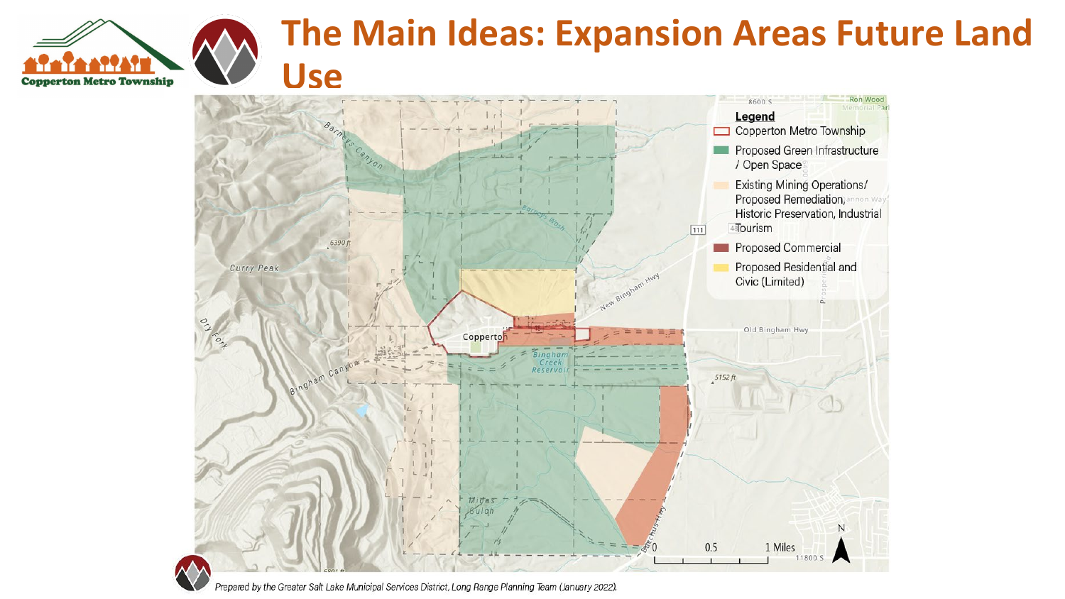# The Main Ideas: Expansion Areas Future Land Use

**Legend**

- Copperton Metro Township
- Proposed Green Infrastructure / Open Space
- Existing Mining Operations/ Proposed Remediation, Historic Preservation, Industrial Tourism
- Proposed Commercial
- Proposed Residential and Civic (Limited)

*Prepared by the Greater Salt Lake Municipal Services District, Long Range Planning Team (January 2022).*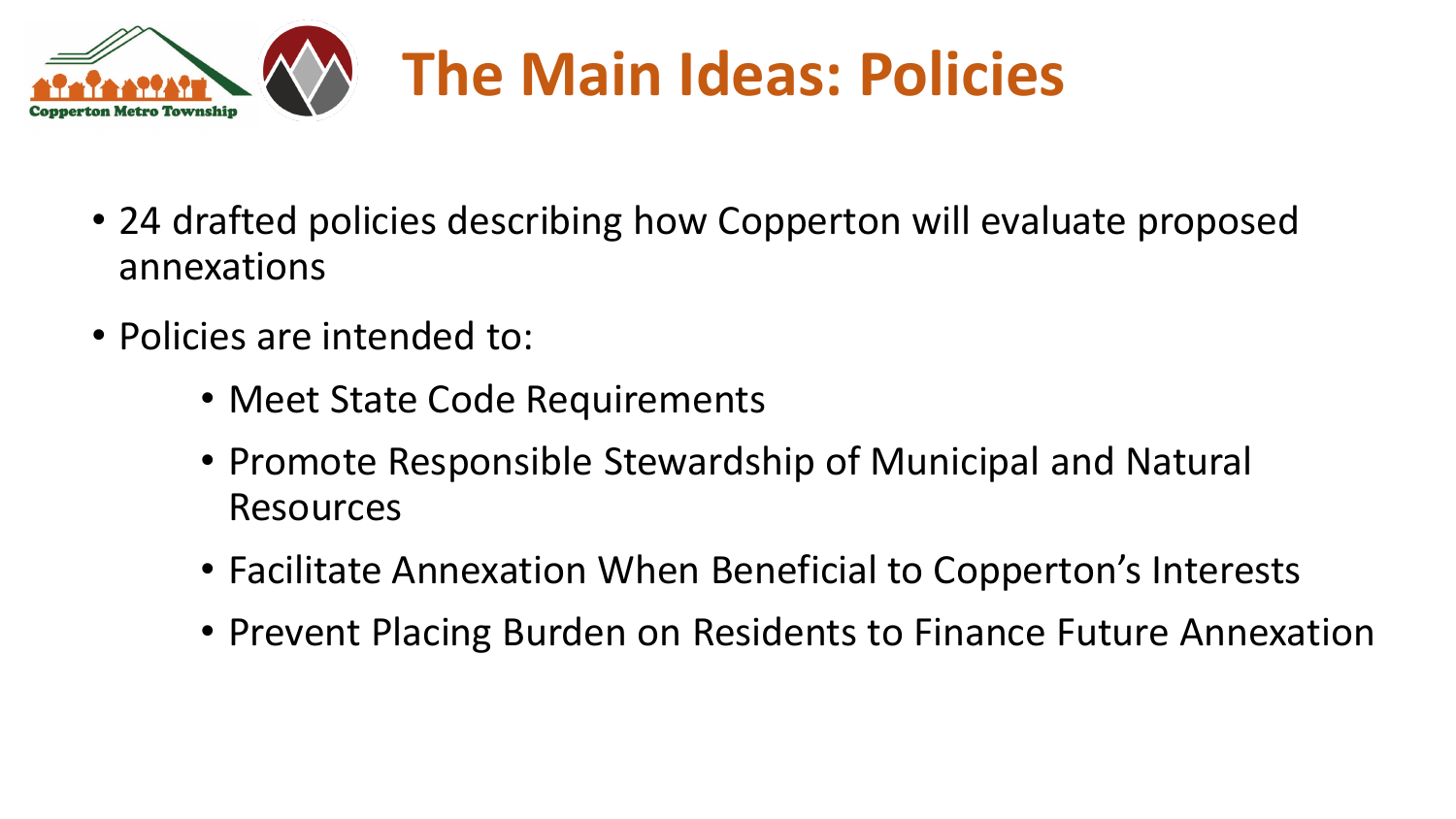# The Main Ideas: Policies

- 24 drafted policies describing how Copperton will evaluate proposed annexations
- Policies are intended to:
  - Meet State Code Requirements
  - Promote Responsible Stewardship of Municipal and Natural Resources
  - Facilitate Annexation When Beneficial to Copperton's Interests
  - Prevent Placing Burden on Residents to Finance Future Annexation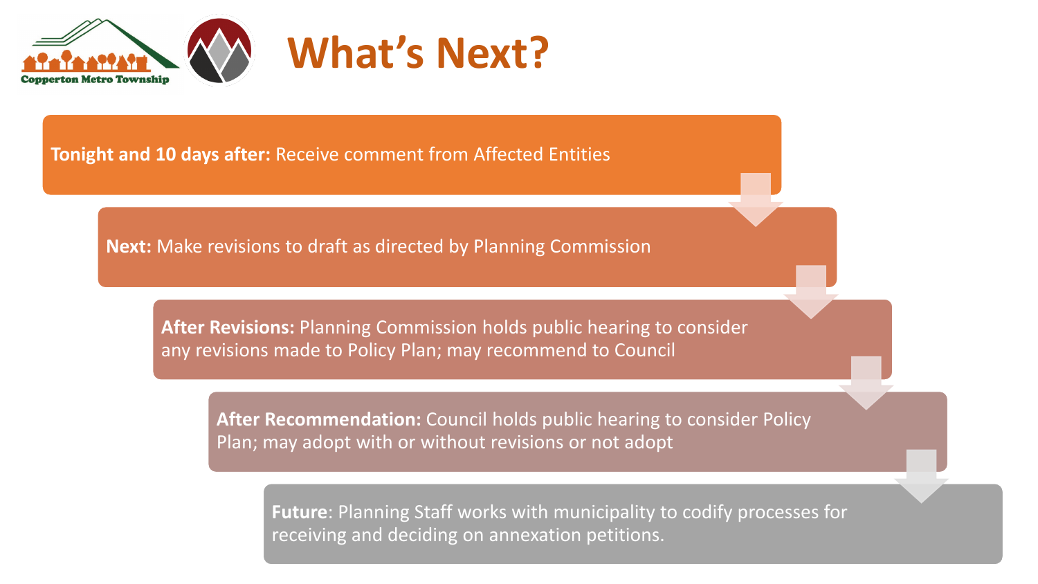# What's Next?

**Tonight and 10 days after:** Receive comment from Affected Entities

**Next:** Make revisions to draft as directed by Planning Commission

**After Revisions:** Planning Commission holds public hearing to consider any revisions made to Policy Plan; may recommend to Council

**After Recommendation:** Council holds public hearing to consider Policy Plan; may adopt with or without revisions or not adopt

**Future**: Planning Staff works with municipality to codify processes for receiving and deciding on annexation petitions.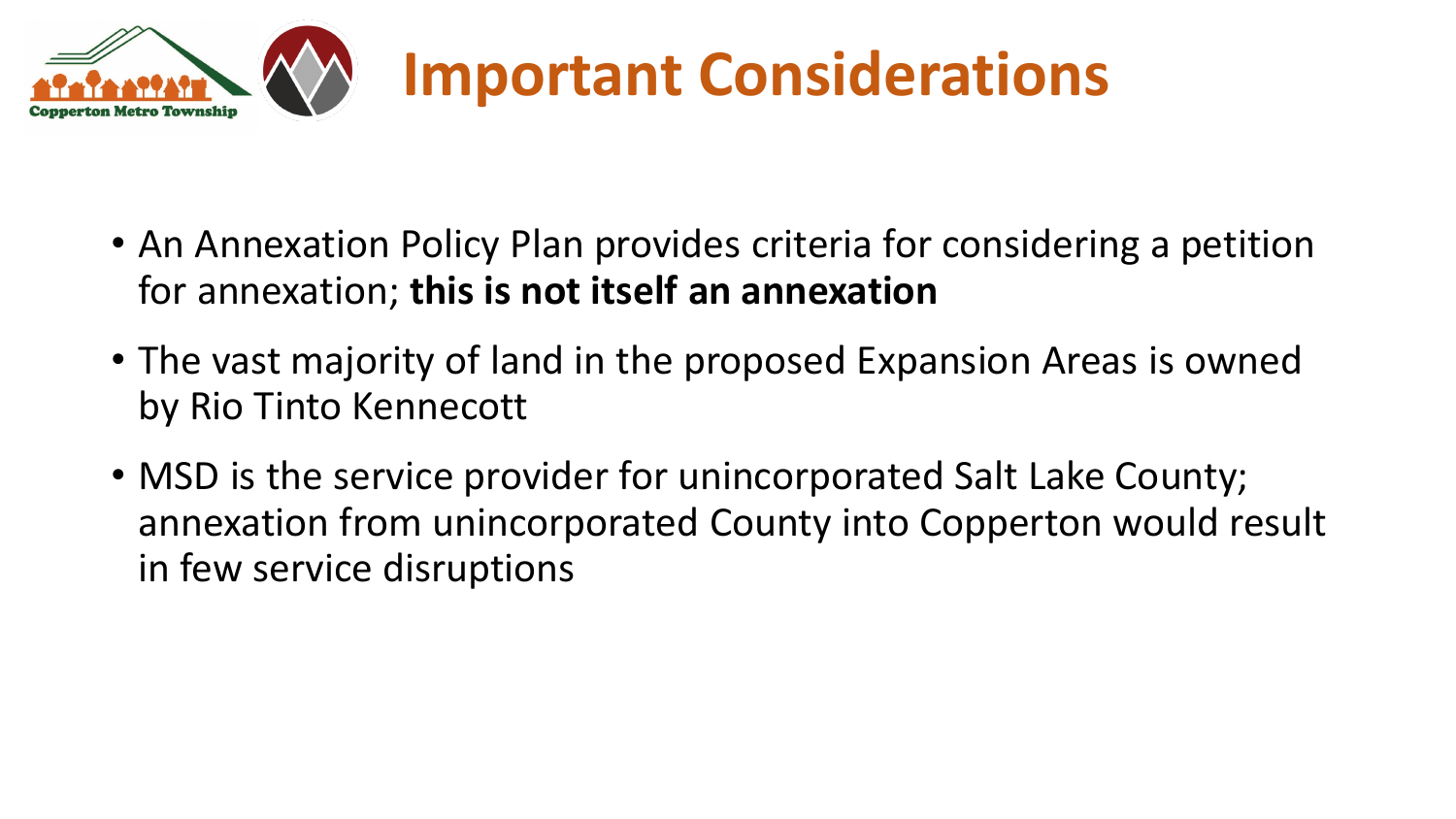# Important Considerations

- An Annexation Policy Plan provides criteria for considering a petition for annexation; **this is not itself an annexation**
- The vast majority of land in the proposed Expansion Areas is owned by Rio Tinto Kennecott
- MSD is the service provider for unincorporated Salt Lake County; annexation from unincorporated County into Copperton would result in few service disruptions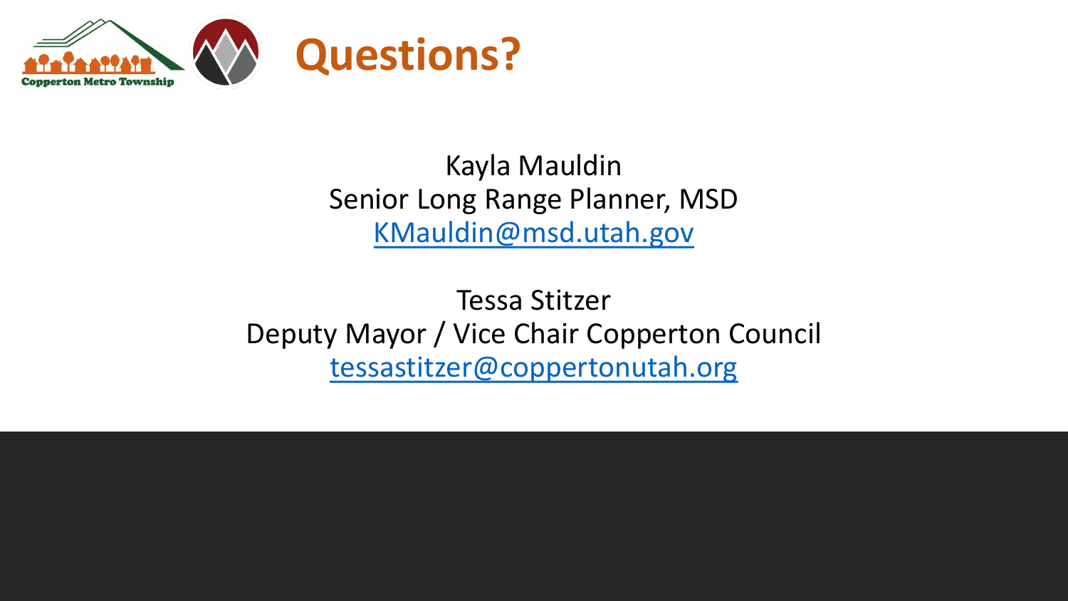Copperton Metro Township

# Questions?

Kayla Mauldin
Senior Long Range Planner, MSD
KMauldin@msd.utah.gov

Tessa Stitzer
Deputy Mayor / Vice Chair Copperton Council
tessastitzer@coppertonutah.org